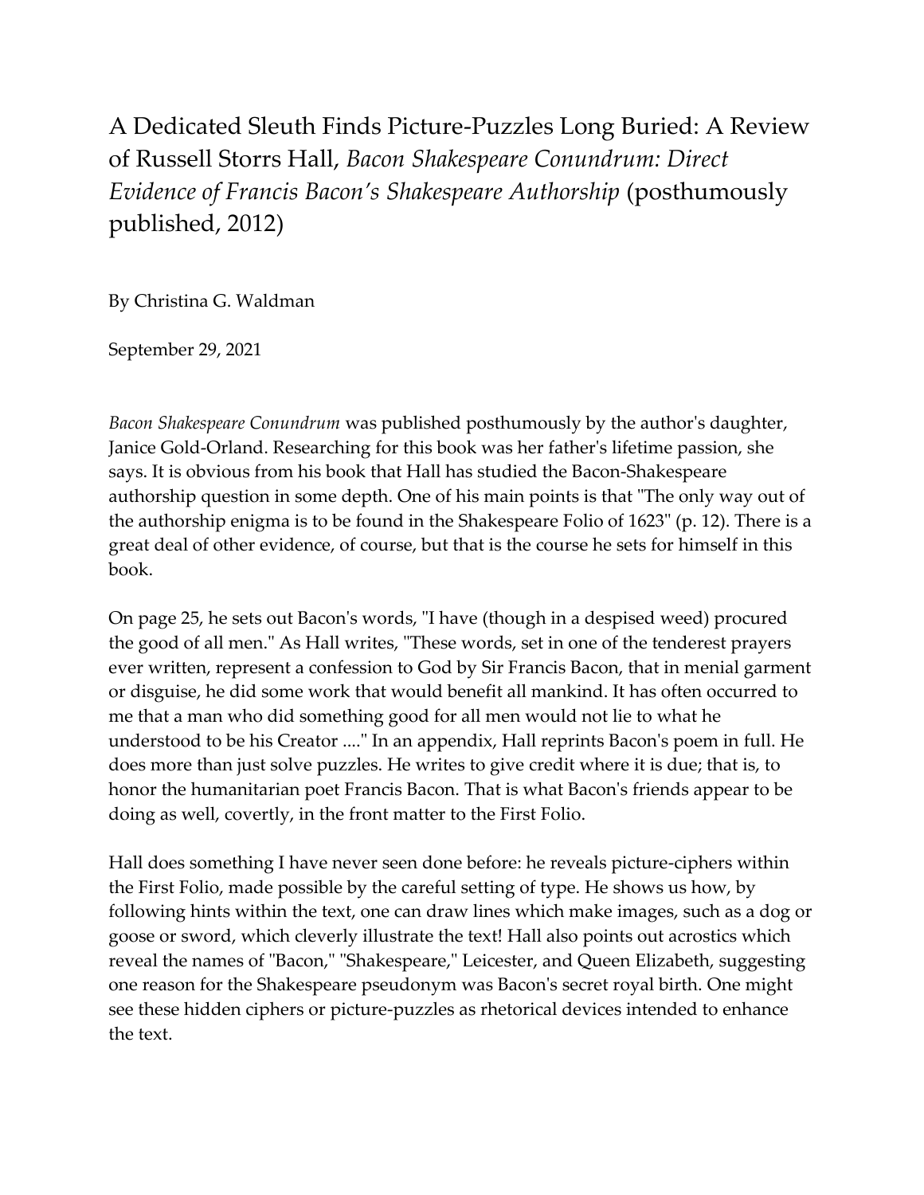# A Dedicated Sleuth Finds Picture-Puzzles Long Buried: A Review of Russell Storrs Hall, *Bacon Shakespeare Conundrum: Direct Evidence of Francis Bacon's Shakespeare Authorship* (posthumously published, 2012)

By Christina G. Waldman

September 29, 2021

*Bacon Shakespeare Conundrum* was published posthumously by the author's daughter, Janice Gold-Orland. Researching for this book was her father's lifetime passion, she says. It is obvious from his book that Hall has studied the Bacon-Shakespeare authorship question in some depth. One of his main points is that "The only way out of the authorship enigma is to be found in the Shakespeare Folio of 1623" (p. 12). There is a great deal of other evidence, of course, but that is the course he sets for himself in this book.

On page 25, he sets out Bacon's words, "I have (though in a despised weed) procured the good of all men." As Hall writes, "These words, set in one of the tenderest prayers ever written, represent a confession to God by Sir Francis Bacon, that in menial garment or disguise, he did some work that would benefit all mankind. It has often occurred to me that a man who did something good for all men would not lie to what he understood to be his Creator ...." In an appendix, Hall reprints Bacon's poem in full. He does more than just solve puzzles. He writes to give credit where it is due; that is, to honor the humanitarian poet Francis Bacon. That is what Bacon's friends appear to be doing as well, covertly, in the front matter to the First Folio.

Hall does something I have never seen done before: he reveals picture-ciphers within the First Folio, made possible by the careful setting of type. He shows us how, by following hints within the text, one can draw lines which make images, such as a dog or goose or sword, which cleverly illustrate the text! Hall also points out acrostics which reveal the names of "Bacon," "Shakespeare," Leicester, and Queen Elizabeth, suggesting one reason for the Shakespeare pseudonym was Bacon's secret royal birth. One might see these hidden ciphers or picture-puzzles as rhetorical devices intended to enhance the text.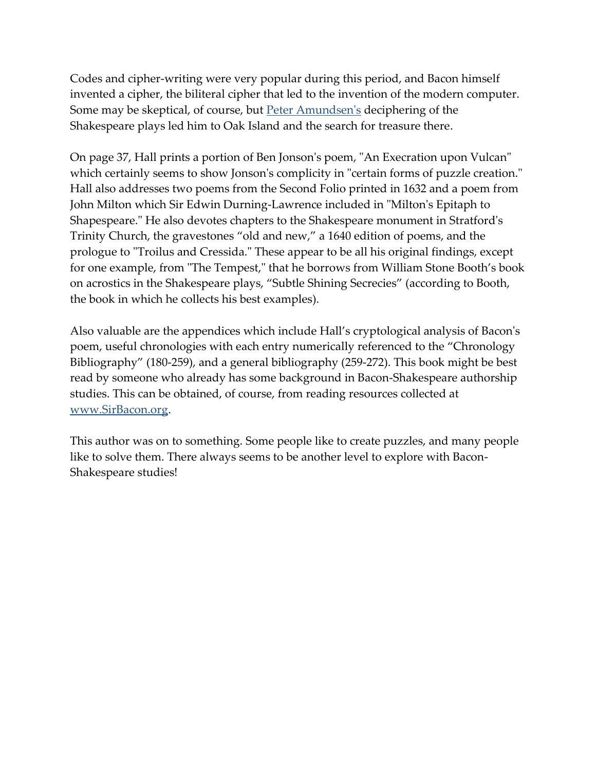Codes and cipher-writing were very popular during this period, and Bacon himself invented a cipher, the biliteral cipher that led to the invention of the modern computer. Some may be skeptical, of course, but [Peter Amundsen's] deciphering of the Shakespeare plays led him to Oak Island and the search for treasure there.

On page 37, Hall prints a portion of Ben Jonson's poem, "An Execration upon Vulcan" which certainly seems to show Jonson's complicity in "certain forms of puzzle creation." Hall also addresses two poems from the Second Folio printed in 1632 and a poem from John Milton which Sir Edwin Durning-Lawrence included in "Milton's Epitaph to Shapespeare." He also devotes chapters to the Shakespeare monument in Stratford's Trinity Church, the gravestones "old and new," a 1640 edition of poems, and the prologue to "Troilus and Cressida." These appear to be all his original findings, except for one example, from "The Tempest," that he borrows from William Stone Booth's book on acrostics in the Shakespeare plays, "Subtle Shining Secrecies" (according to Booth, the book in which he collects his best examples).

Also valuable are the appendices which include Hall's cryptological analysis of Bacon's poem, useful chronologies with each entry numerically referenced to the "Chronology Bibliography" (180-259), and a general bibliography (259-272). This book might be best read by someone who already has some background in Bacon-Shakespeare authorship studies. This can be obtained, of course, from reading resources collected at [www.SirBacon.org].

This author was on to something. Some people like to create puzzles, and many people like to solve them. There always seems to be another level to explore with Bacon-Shakespeare studies!